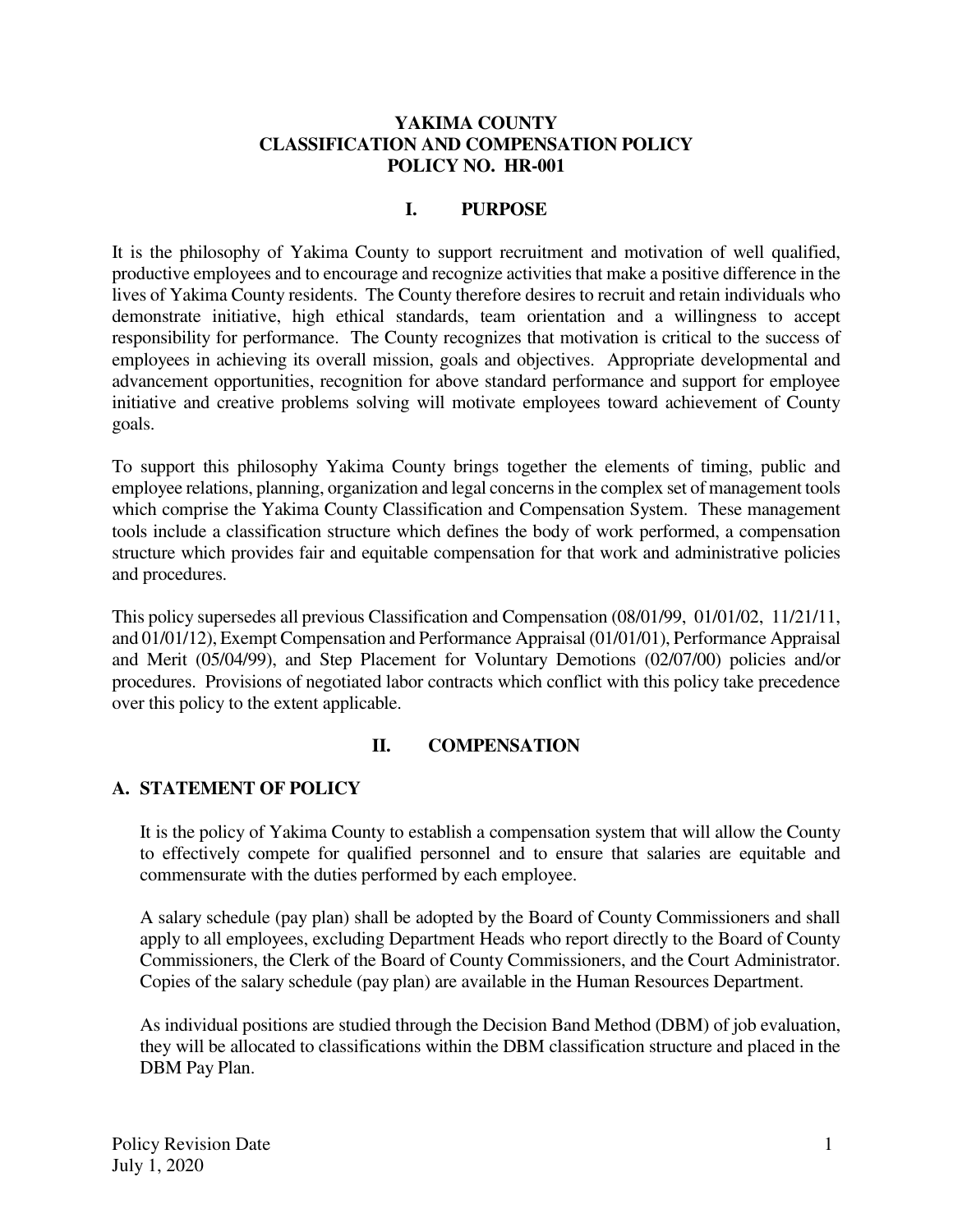# YAKIMA COUNTY
# CLASSIFICATION AND COMPENSATION POLICY
# POLICY NO. HR-001

## I. PURPOSE

It is the philosophy of Yakima County to support recruitment and motivation of well qualified, productive employees and to encourage and recognize activities that make a positive difference in the lives of Yakima County residents. The County therefore desires to recruit and retain individuals who demonstrate initiative, high ethical standards, team orientation and a willingness to accept responsibility for performance. The County recognizes that motivation is critical to the success of employees in achieving its overall mission, goals and objectives. Appropriate developmental and advancement opportunities, recognition for above standard performance and support for employee initiative and creative problems solving will motivate employees toward achievement of County goals.

To support this philosophy Yakima County brings together the elements of timing, public and employee relations, planning, organization and legal concerns in the complex set of management tools which comprise the Yakima County Classification and Compensation System. These management tools include a classification structure which defines the body of work performed, a compensation structure which provides fair and equitable compensation for that work and administrative policies and procedures.

This policy supersedes all previous Classification and Compensation (08/01/99, 01/01/02, 11/21/11, and 01/01/12), Exempt Compensation and Performance Appraisal (01/01/01), Performance Appraisal and Merit (05/04/99), and Step Placement for Voluntary Demotions (02/07/00) policies and/or procedures. Provisions of negotiated labor contracts which conflict with this policy take precedence over this policy to the extent applicable.

## II. COMPENSATION

### A. STATEMENT OF POLICY

It is the policy of Yakima County to establish a compensation system that will allow the County to effectively compete for qualified personnel and to ensure that salaries are equitable and commensurate with the duties performed by each employee.

A salary schedule (pay plan) shall be adopted by the Board of County Commissioners and shall apply to all employees, excluding Department Heads who report directly to the Board of County Commissioners, the Clerk of the Board of County Commissioners, and the Court Administrator. Copies of the salary schedule (pay plan) are available in the Human Resources Department.

As individual positions are studied through the Decision Band Method (DBM) of job evaluation, they will be allocated to classifications within the DBM classification structure and placed in the DBM Pay Plan.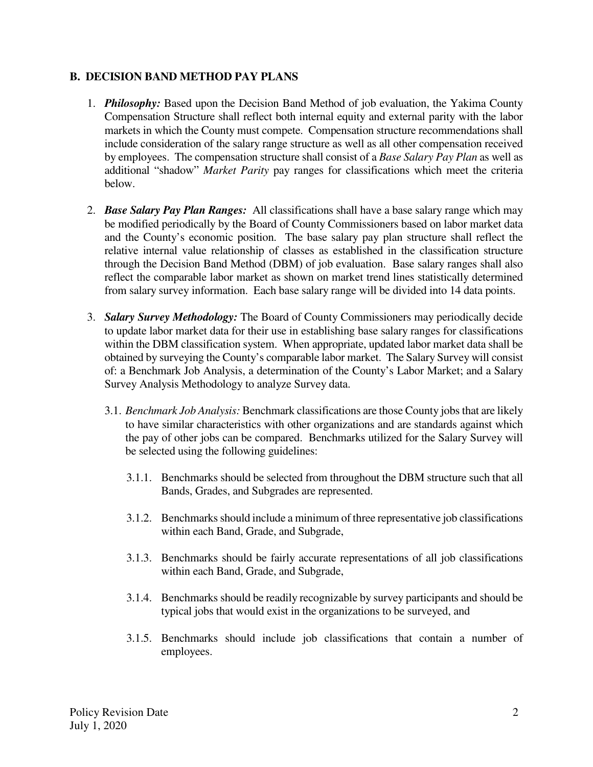## B. DECISION BAND METHOD PAY PLANS

1. ***Philosophy:*** Based upon the Decision Band Method of job evaluation, the Yakima County Compensation Structure shall reflect both internal equity and external parity with the labor markets in which the County must compete. Compensation structure recommendations shall include consideration of the salary range structure as well as all other compensation received by employees. The compensation structure shall consist of a *Base Salary Pay Plan* as well as additional "shadow" *Market Parity* pay ranges for classifications which meet the criteria below.

2. ***Base Salary Pay Plan Ranges:*** All classifications shall have a base salary range which may be modified periodically by the Board of County Commissioners based on labor market data and the County's economic position. The base salary pay plan structure shall reflect the relative internal value relationship of classes as established in the classification structure through the Decision Band Method (DBM) of job evaluation. Base salary ranges shall also reflect the comparable labor market as shown on market trend lines statistically determined from salary survey information. Each base salary range will be divided into 14 data points.

3. ***Salary Survey Methodology:*** The Board of County Commissioners may periodically decide to update labor market data for their use in establishing base salary ranges for classifications within the DBM classification system. When appropriate, updated labor market data shall be obtained by surveying the County's comparable labor market. The Salary Survey will consist of: a Benchmark Job Analysis, a determination of the County's Labor Market; and a Salary Survey Analysis Methodology to analyze Survey data.

   3.1. *Benchmark Job Analysis:* Benchmark classifications are those County jobs that are likely to have similar characteristics with other organizations and are standards against which the pay of other jobs can be compared. Benchmarks utilized for the Salary Survey will be selected using the following guidelines:

      3.1.1. Benchmarks should be selected from throughout the DBM structure such that all Bands, Grades, and Subgrades are represented.

      3.1.2. Benchmarks should include a minimum of three representative job classifications within each Band, Grade, and Subgrade,

      3.1.3. Benchmarks should be fairly accurate representations of all job classifications within each Band, Grade, and Subgrade,

      3.1.4. Benchmarks should be readily recognizable by survey participants and should be typical jobs that would exist in the organizations to be surveyed, and

      3.1.5. Benchmarks should include job classifications that contain a number of employees.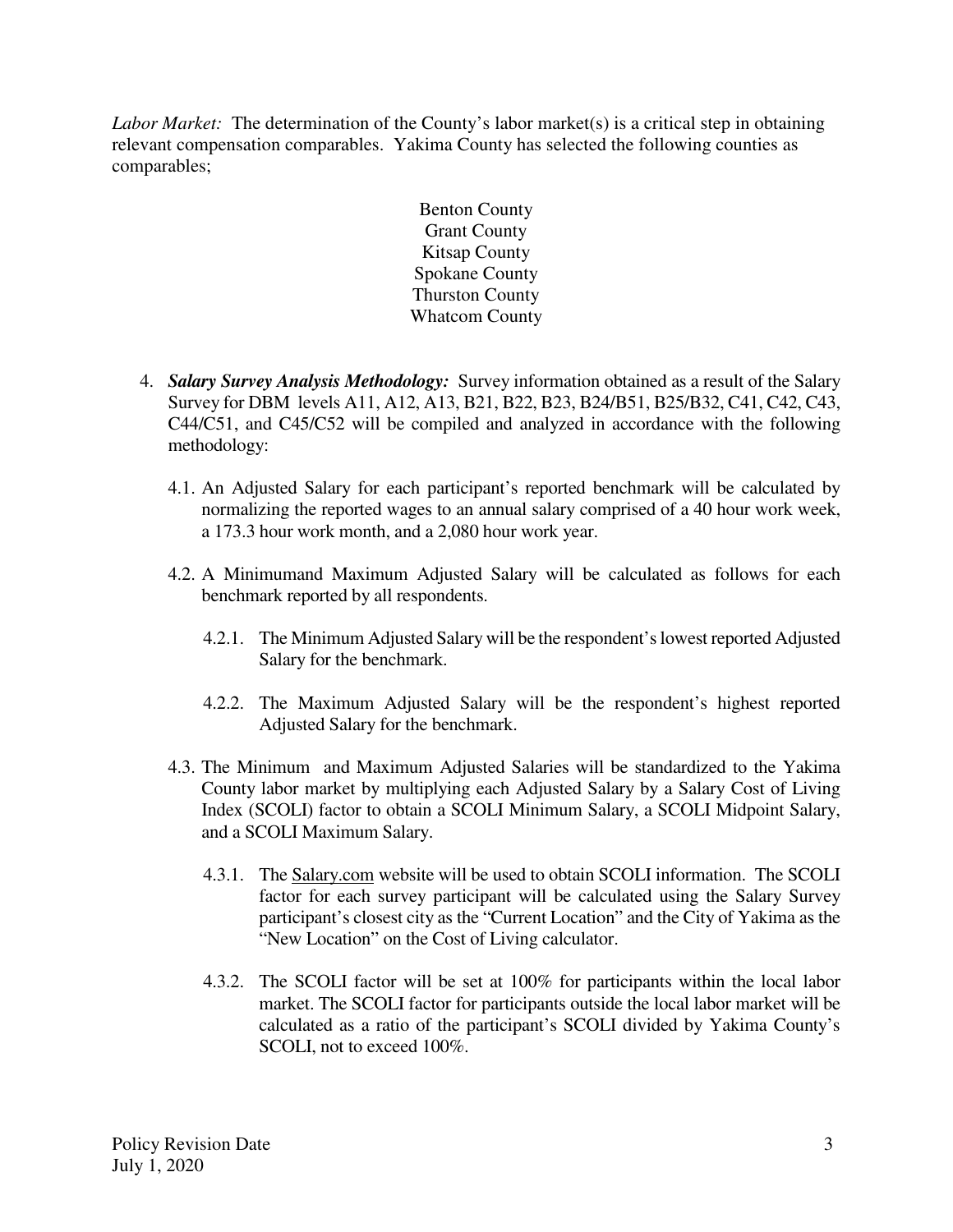*Labor Market:* The determination of the County's labor market(s) is a critical step in obtaining relevant compensation comparables. Yakima County has selected the following counties as comparables;

Benton County
Grant County
Kitsap County
Spokane County
Thurston County
Whatcom County

4. ***Salary Survey Analysis Methodology:*** Survey information obtained as a result of the Salary Survey for DBM levels A11, A12, A13, B21, B22, B23, B24/B51, B25/B32, C41, C42, C43, C44/C51, and C45/C52 will be compiled and analyzed in accordance with the following methodology:

   4.1. An Adjusted Salary for each participant's reported benchmark will be calculated by normalizing the reported wages to an annual salary comprised of a 40 hour work week, a 173.3 hour work month, and a 2,080 hour work year.

   4.2. A Minimumand Maximum Adjusted Salary will be calculated as follows for each benchmark reported by all respondents.

      4.2.1. The Minimum Adjusted Salary will be the respondent's lowest reported Adjusted Salary for the benchmark.

      4.2.2. The Maximum Adjusted Salary will be the respondent's highest reported Adjusted Salary for the benchmark.

   4.3. The Minimum and Maximum Adjusted Salaries will be standardized to the Yakima County labor market by multiplying each Adjusted Salary by a Salary Cost of Living Index (SCOLI) factor to obtain a SCOLI Minimum Salary, a SCOLI Midpoint Salary, and a SCOLI Maximum Salary.

      4.3.1. The Salary.com website will be used to obtain SCOLI information. The SCOLI factor for each survey participant will be calculated using the Salary Survey participant's closest city as the "Current Location" and the City of Yakima as the "New Location" on the Cost of Living calculator.

      4.3.2. The SCOLI factor will be set at 100% for participants within the local labor market. The SCOLI factor for participants outside the local labor market will be calculated as a ratio of the participant's SCOLI divided by Yakima County's SCOLI, not to exceed 100%.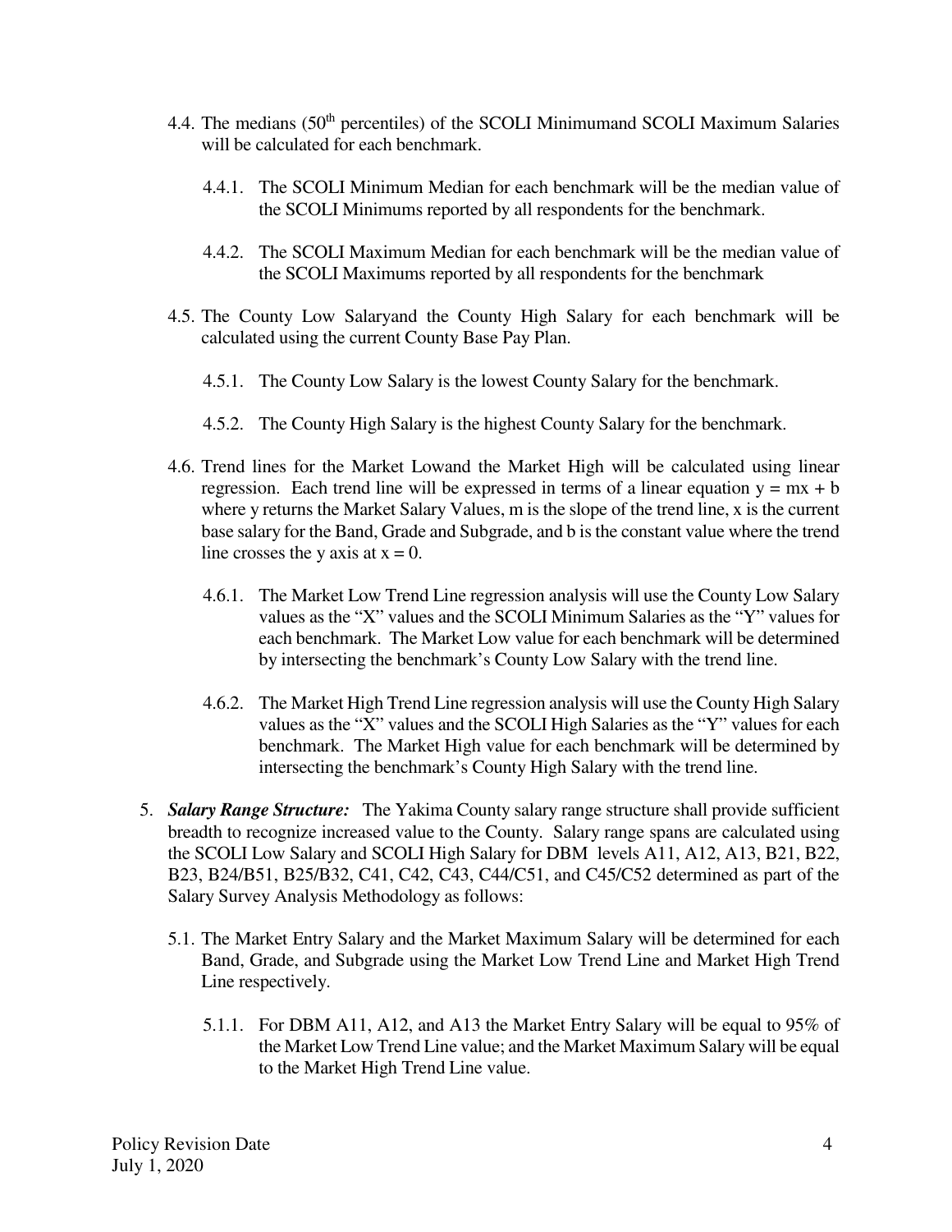4.4. The medians (50th percentiles) of the SCOLI Minimumand SCOLI Maximum Salaries will be calculated for each benchmark.

4.4.1. The SCOLI Minimum Median for each benchmark will be the median value of the SCOLI Minimums reported by all respondents for the benchmark.

4.4.2. The SCOLI Maximum Median for each benchmark will be the median value of the SCOLI Maximums reported by all respondents for the benchmark

4.5. The County Low Salaryand the County High Salary for each benchmark will be calculated using the current County Base Pay Plan.

4.5.1. The County Low Salary is the lowest County Salary for the benchmark.

4.5.2. The County High Salary is the highest County Salary for the benchmark.

4.6. Trend lines for the Market Lowand the Market High will be calculated using linear regression. Each trend line will be expressed in terms of a linear equation $y = mx + b$ where y returns the Market Salary Values, m is the slope of the trend line, x is the current base salary for the Band, Grade and Subgrade, and b is the constant value where the trend line crosses the y axis at $x = 0$.

4.6.1. The Market Low Trend Line regression analysis will use the County Low Salary values as the "X" values and the SCOLI Minimum Salaries as the "Y" values for each benchmark. The Market Low value for each benchmark will be determined by intersecting the benchmark's County Low Salary with the trend line.

4.6.2. The Market High Trend Line regression analysis will use the County High Salary values as the "X" values and the SCOLI High Salaries as the "Y" values for each benchmark. The Market High value for each benchmark will be determined by intersecting the benchmark's County High Salary with the trend line.

5. ***Salary Range Structure:*** The Yakima County salary range structure shall provide sufficient breadth to recognize increased value to the County. Salary range spans are calculated using the SCOLI Low Salary and SCOLI High Salary for DBM levels A11, A12, A13, B21, B22, B23, B24/B51, B25/B32, C41, C42, C43, C44/C51, and C45/C52 determined as part of the Salary Survey Analysis Methodology as follows:

5.1. The Market Entry Salary and the Market Maximum Salary will be determined for each Band, Grade, and Subgrade using the Market Low Trend Line and Market High Trend Line respectively.

5.1.1. For DBM A11, A12, and A13 the Market Entry Salary will be equal to 95% of the Market Low Trend Line value; and the Market Maximum Salary will be equal to the Market High Trend Line value.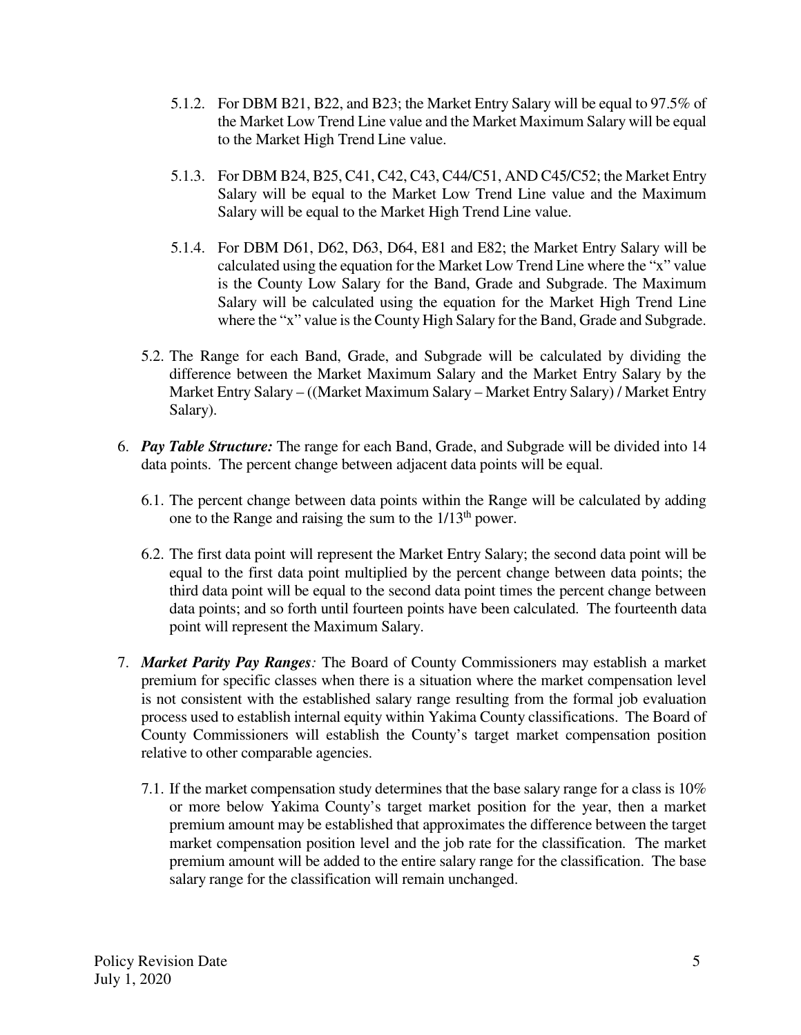5.1.2. For DBM B21, B22, and B23; the Market Entry Salary will be equal to 97.5% of the Market Low Trend Line value and the Market Maximum Salary will be equal to the Market High Trend Line value.

5.1.3. For DBM B24, B25, C41, C42, C43, C44/C51, AND C45/C52; the Market Entry Salary will be equal to the Market Low Trend Line value and the Maximum Salary will be equal to the Market High Trend Line value.

5.1.4. For DBM D61, D62, D63, D64, E81 and E82; the Market Entry Salary will be calculated using the equation for the Market Low Trend Line where the "x" value is the County Low Salary for the Band, Grade and Subgrade. The Maximum Salary will be calculated using the equation for the Market High Trend Line where the "x" value is the County High Salary for the Band, Grade and Subgrade.

5.2. The Range for each Band, Grade, and Subgrade will be calculated by dividing the difference between the Market Maximum Salary and the Market Entry Salary by the Market Entry Salary – ((Market Maximum Salary – Market Entry Salary) / Market Entry Salary).

6. ***Pay Table Structure:*** The range for each Band, Grade, and Subgrade will be divided into 14 data points. The percent change between adjacent data points will be equal.

6.1. The percent change between data points within the Range will be calculated by adding one to the Range and raising the sum to the $1/13^{th}$ power.

6.2. The first data point will represent the Market Entry Salary; the second data point will be equal to the first data point multiplied by the percent change between data points; the third data point will be equal to the second data point times the percent change between data points; and so forth until fourteen points have been calculated. The fourteenth data point will represent the Maximum Salary.

7. ***Market Parity Pay Ranges:*** The Board of County Commissioners may establish a market premium for specific classes when there is a situation where the market compensation level is not consistent with the established salary range resulting from the formal job evaluation process used to establish internal equity within Yakima County classifications. The Board of County Commissioners will establish the County's target market compensation position relative to other comparable agencies.

7.1. If the market compensation study determines that the base salary range for a class is 10% or more below Yakima County's target market position for the year, then a market premium amount may be established that approximates the difference between the target market compensation position level and the job rate for the classification. The market premium amount will be added to the entire salary range for the classification. The base salary range for the classification will remain unchanged.

Policy Revision Date
July 1, 2020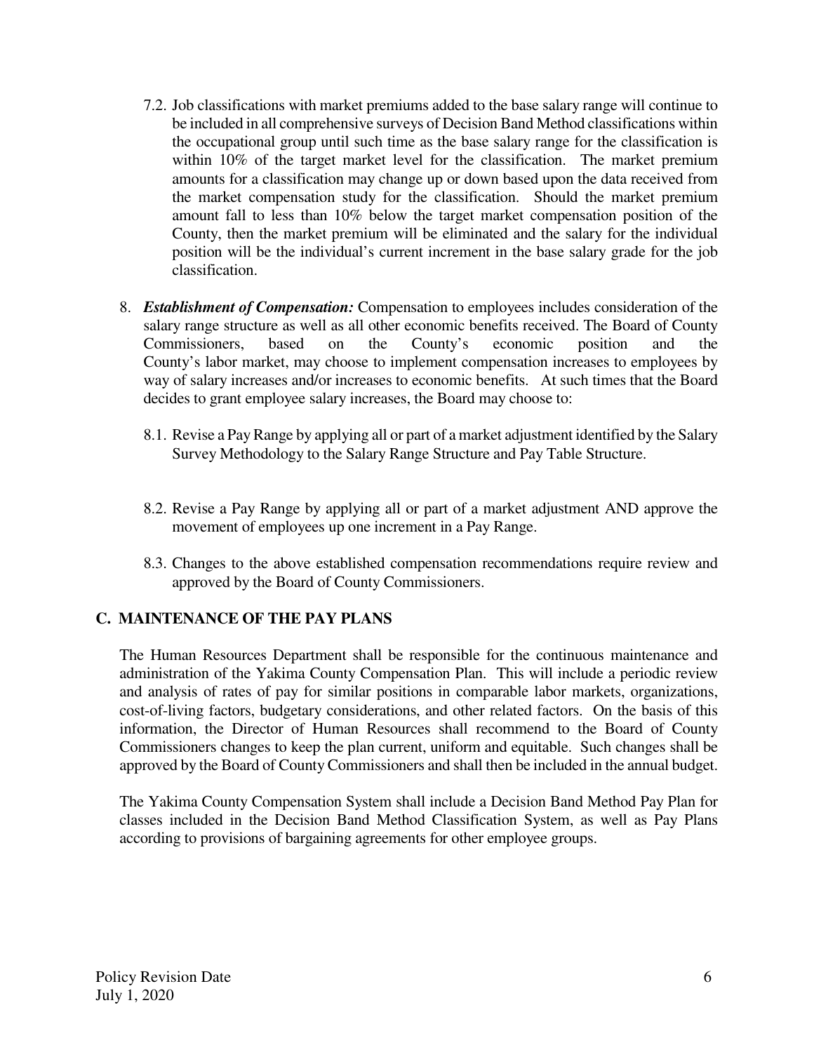7.2. Job classifications with market premiums added to the base salary range will continue to be included in all comprehensive surveys of Decision Band Method classifications within the occupational group until such time as the base salary range for the classification is within 10% of the target market level for the classification. The market premium amounts for a classification may change up or down based upon the data received from the market compensation study for the classification. Should the market premium amount fall to less than 10% below the target market compensation position of the County, then the market premium will be eliminated and the salary for the individual position will be the individual's current increment in the base salary grade for the job classification.

8. ***Establishment of Compensation:*** Compensation to employees includes consideration of the salary range structure as well as all other economic benefits received. The Board of County Commissioners, based on the County's economic position and the County's labor market, may choose to implement compensation increases to employees by way of salary increases and/or increases to economic benefits. At such times that the Board decides to grant employee salary increases, the Board may choose to:

    8.1. Revise a Pay Range by applying all or part of a market adjustment identified by the Salary Survey Methodology to the Salary Range Structure and Pay Table Structure.

    8.2. Revise a Pay Range by applying all or part of a market adjustment AND approve the movement of employees up one increment in a Pay Range.

    8.3. Changes to the above established compensation recommendations require review and approved by the Board of County Commissioners.

## C. MAINTENANCE OF THE PAY PLANS

The Human Resources Department shall be responsible for the continuous maintenance and administration of the Yakima County Compensation Plan. This will include a periodic review and analysis of rates of pay for similar positions in comparable labor markets, organizations, cost-of-living factors, budgetary considerations, and other related factors. On the basis of this information, the Director of Human Resources shall recommend to the Board of County Commissioners changes to keep the plan current, uniform and equitable. Such changes shall be approved by the Board of County Commissioners and shall then be included in the annual budget.

The Yakima County Compensation System shall include a Decision Band Method Pay Plan for classes included in the Decision Band Method Classification System, as well as Pay Plans according to provisions of bargaining agreements for other employee groups.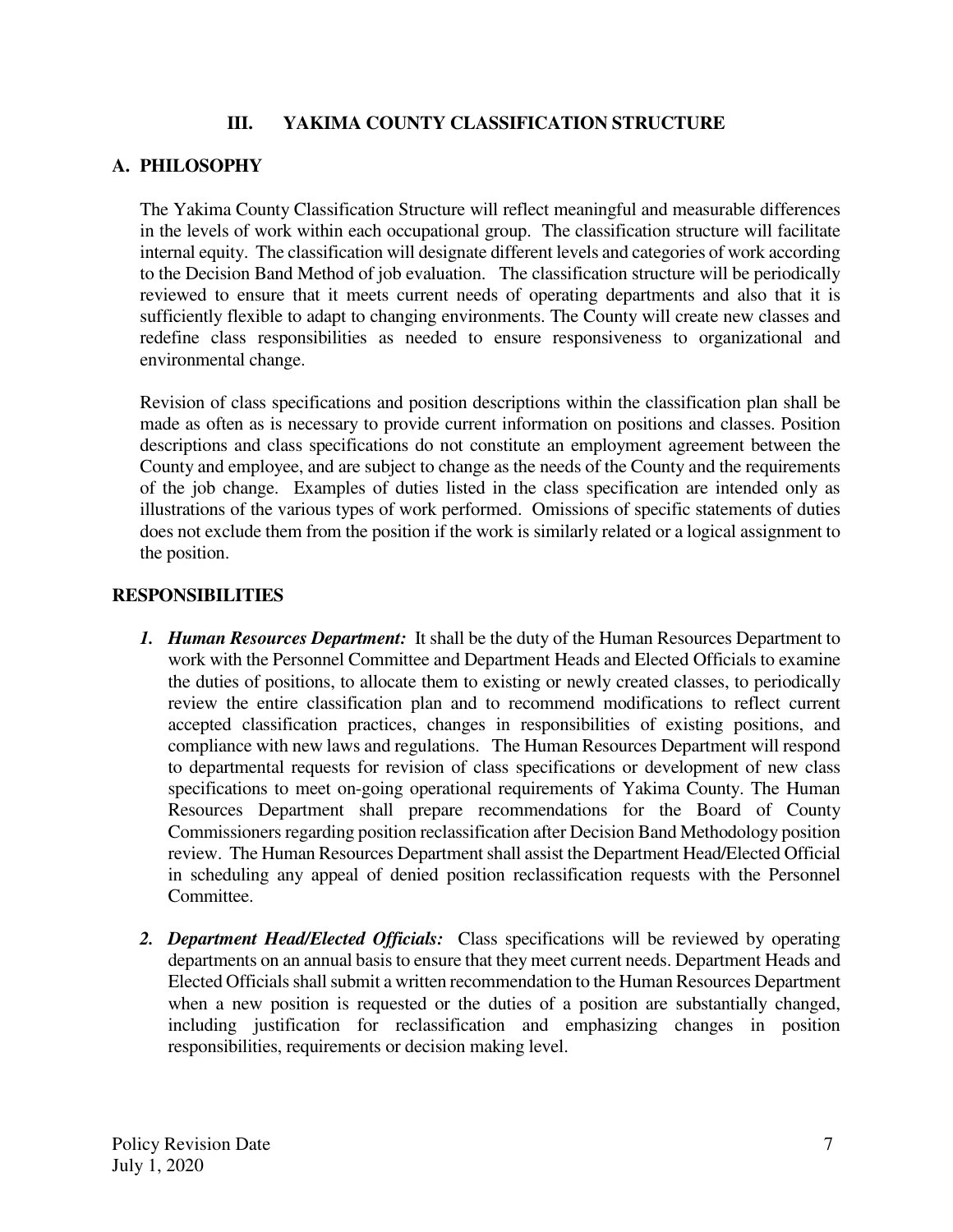## III. YAKIMA COUNTY CLASSIFICATION STRUCTURE

### A. PHILOSOPHY

The Yakima County Classification Structure will reflect meaningful and measurable differences in the levels of work within each occupational group. The classification structure will facilitate internal equity. The classification will designate different levels and categories of work according to the Decision Band Method of job evaluation. The classification structure will be periodically reviewed to ensure that it meets current needs of operating departments and also that it is sufficiently flexible to adapt to changing environments. The County will create new classes and redefine class responsibilities as needed to ensure responsiveness to organizational and environmental change.

Revision of class specifications and position descriptions within the classification plan shall be made as often as is necessary to provide current information on positions and classes. Position descriptions and class specifications do not constitute an employment agreement between the County and employee, and are subject to change as the needs of the County and the requirements of the job change. Examples of duties listed in the class specification are intended only as illustrations of the various types of work performed. Omissions of specific statements of duties does not exclude them from the position if the work is similarly related or a logical assignment to the position.

### RESPONSIBILITIES

1. ***Human Resources Department:*** It shall be the duty of the Human Resources Department to work with the Personnel Committee and Department Heads and Elected Officials to examine the duties of positions, to allocate them to existing or newly created classes, to periodically review the entire classification plan and to recommend modifications to reflect current accepted classification practices, changes in responsibilities of existing positions, and compliance with new laws and regulations. The Human Resources Department will respond to departmental requests for revision of class specifications or development of new class specifications to meet on-going operational requirements of Yakima County. The Human Resources Department shall prepare recommendations for the Board of County Commissioners regarding position reclassification after Decision Band Methodology position review. The Human Resources Department shall assist the Department Head/Elected Official in scheduling any appeal of denied position reclassification requests with the Personnel Committee.

2. ***Department Head/Elected Officials:*** Class specifications will be reviewed by operating departments on an annual basis to ensure that they meet current needs. Department Heads and Elected Officials shall submit a written recommendation to the Human Resources Department when a new position is requested or the duties of a position are substantially changed, including justification for reclassification and emphasizing changes in position responsibilities, requirements or decision making level.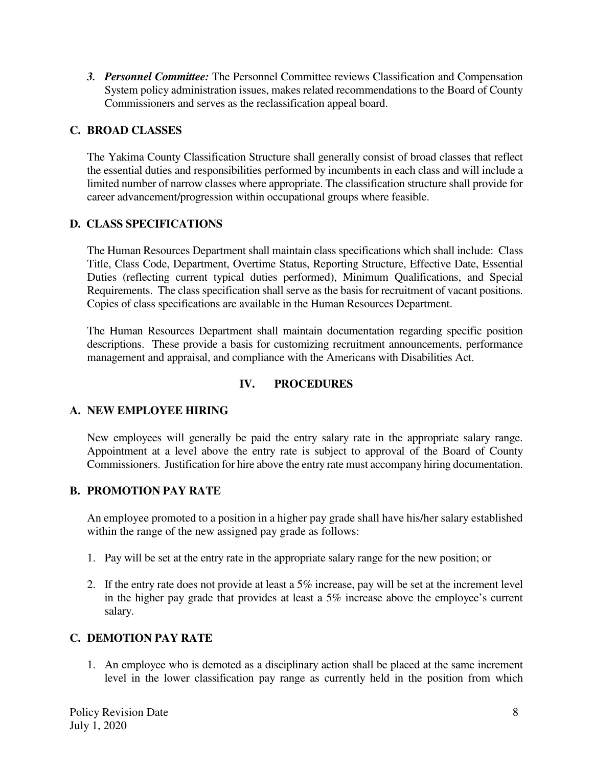3. ***Personnel Committee:*** The Personnel Committee reviews Classification and Compensation System policy administration issues, makes related recommendations to the Board of County Commissioners and serves as the reclassification appeal board.

### C. BROAD CLASSES

The Yakima County Classification Structure shall generally consist of broad classes that reflect the essential duties and responsibilities performed by incumbents in each class and will include a limited number of narrow classes where appropriate. The classification structure shall provide for career advancement/progression within occupational groups where feasible.

### D. CLASS SPECIFICATIONS

The Human Resources Department shall maintain class specifications which shall include: Class Title, Class Code, Department, Overtime Status, Reporting Structure, Effective Date, Essential Duties (reflecting current typical duties performed), Minimum Qualifications, and Special Requirements. The class specification shall serve as the basis for recruitment of vacant positions. Copies of class specifications are available in the Human Resources Department.

The Human Resources Department shall maintain documentation regarding specific position descriptions. These provide a basis for customizing recruitment announcements, performance management and appraisal, and compliance with the Americans with Disabilities Act.

## IV. PROCEDURES

### A. NEW EMPLOYEE HIRING

New employees will generally be paid the entry salary rate in the appropriate salary range. Appointment at a level above the entry rate is subject to approval of the Board of County Commissioners. Justification for hire above the entry rate must accompany hiring documentation.

### B. PROMOTION PAY RATE

An employee promoted to a position in a higher pay grade shall have his/her salary established within the range of the new assigned pay grade as follows:

1. Pay will be set at the entry rate in the appropriate salary range for the new position; or
2. If the entry rate does not provide at least a 5% increase, pay will be set at the increment level in the higher pay grade that provides at least a 5% increase above the employee's current salary.

### C. DEMOTION PAY RATE

1. An employee who is demoted as a disciplinary action shall be placed at the same increment level in the lower classification pay range as currently held in the position from which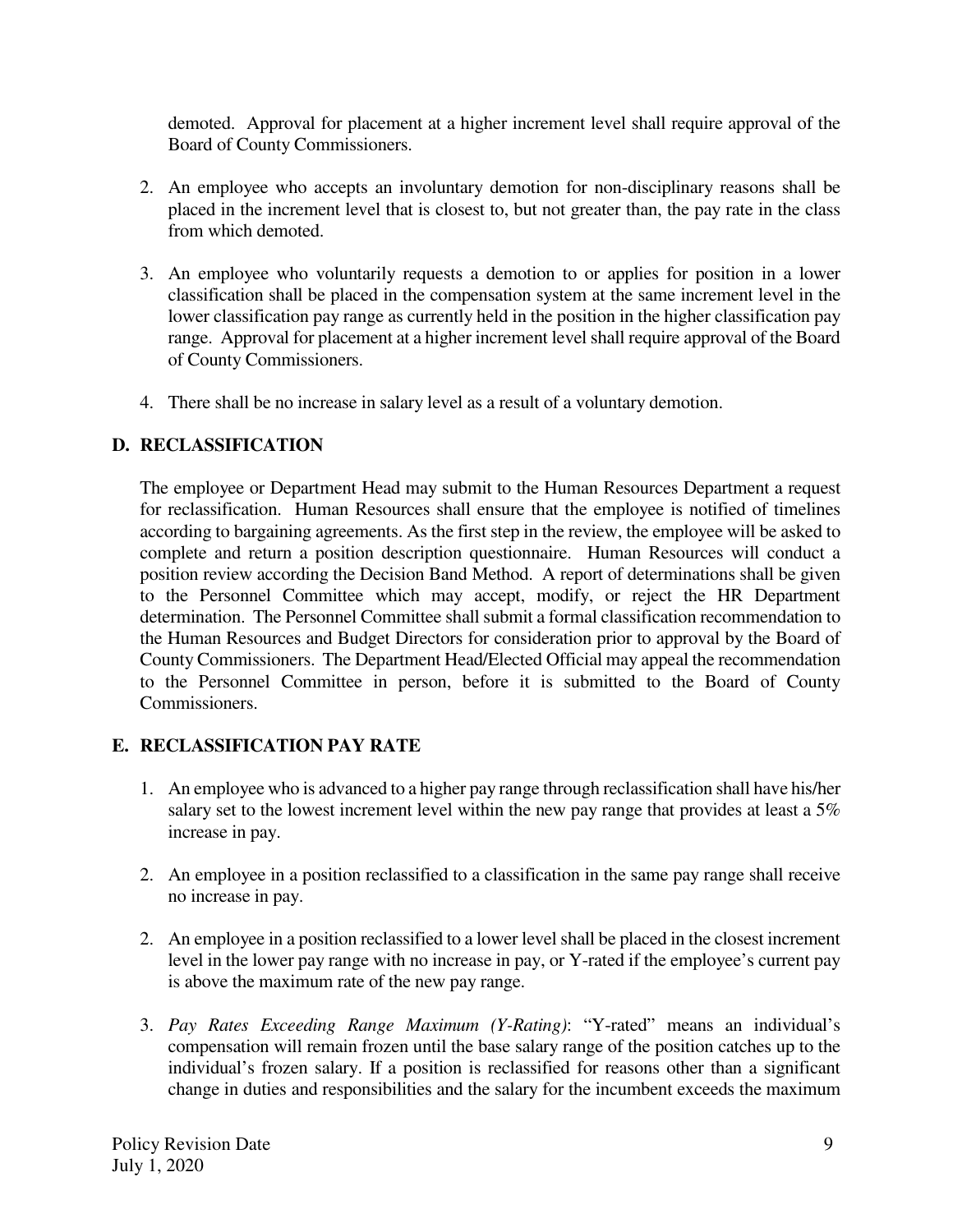demoted. Approval for placement at a higher increment level shall require approval of the Board of County Commissioners.

2. An employee who accepts an involuntary demotion for non-disciplinary reasons shall be placed in the increment level that is closest to, but not greater than, the pay rate in the class from which demoted.

3. An employee who voluntarily requests a demotion to or applies for position in a lower classification shall be placed in the compensation system at the same increment level in the lower classification pay range as currently held in the position in the higher classification pay range. Approval for placement at a higher increment level shall require approval of the Board of County Commissioners.

4. There shall be no increase in salary level as a result of a voluntary demotion.

## D. RECLASSIFICATION

The employee or Department Head may submit to the Human Resources Department a request for reclassification. Human Resources shall ensure that the employee is notified of timelines according to bargaining agreements. As the first step in the review, the employee will be asked to complete and return a position description questionnaire. Human Resources will conduct a position review according the Decision Band Method. A report of determinations shall be given to the Personnel Committee which may accept, modify, or reject the HR Department determination. The Personnel Committee shall submit a formal classification recommendation to the Human Resources and Budget Directors for consideration prior to approval by the Board of County Commissioners. The Department Head/Elected Official may appeal the recommendation to the Personnel Committee in person, before it is submitted to the Board of County Commissioners.

## E. RECLASSIFICATION PAY RATE

1. An employee who is advanced to a higher pay range through reclassification shall have his/her salary set to the lowest increment level within the new pay range that provides at least a 5% increase in pay.

2. An employee in a position reclassified to a classification in the same pay range shall receive no increase in pay.

2. An employee in a position reclassified to a lower level shall be placed in the closest increment level in the lower pay range with no increase in pay, or Y-rated if the employee's current pay is above the maximum rate of the new pay range.

3. *Pay Rates Exceeding Range Maximum (Y-Rating)*: "Y-rated" means an individual's compensation will remain frozen until the base salary range of the position catches up to the individual's frozen salary. If a position is reclassified for reasons other than a significant change in duties and responsibilities and the salary for the incumbent exceeds the maximum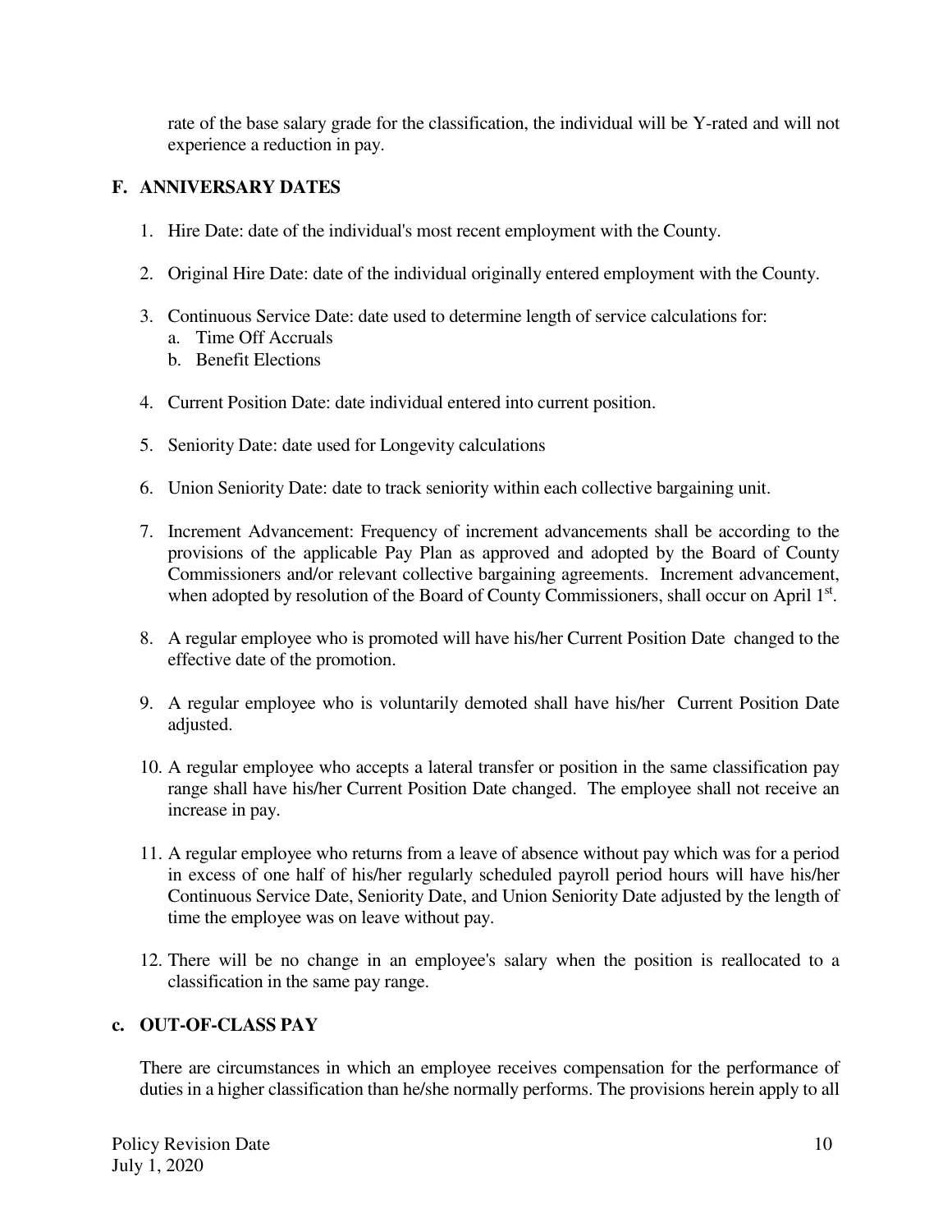rate of the base salary grade for the classification, the individual will be Y-rated and will not experience a reduction in pay.

## F. ANNIVERSARY DATES

1. Hire Date: date of the individual's most recent employment with the County.

2. Original Hire Date: date of the individual originally entered employment with the County.

3. Continuous Service Date: date used to determine length of service calculations for:
   a. Time Off Accruals
   b. Benefit Elections

4. Current Position Date: date individual entered into current position.

5. Seniority Date: date used for Longevity calculations

6. Union Seniority Date: date to track seniority within each collective bargaining unit.

7. Increment Advancement: Frequency of increment advancements shall be according to the provisions of the applicable Pay Plan as approved and adopted by the Board of County Commissioners and/or relevant collective bargaining agreements. Increment advancement, when adopted by resolution of the Board of County Commissioners, shall occur on April 1st.

8. A regular employee who is promoted will have his/her Current Position Date changed to the effective date of the promotion.

9. A regular employee who is voluntarily demoted shall have his/her Current Position Date adjusted.

10. A regular employee who accepts a lateral transfer or position in the same classification pay range shall have his/her Current Position Date changed. The employee shall not receive an increase in pay.

11. A regular employee who returns from a leave of absence without pay which was for a period in excess of one half of his/her regularly scheduled payroll period hours will have his/her Continuous Service Date, Seniority Date, and Union Seniority Date adjusted by the length of time the employee was on leave without pay.

12. There will be no change in an employee's salary when the position is reallocated to a classification in the same pay range.

## c. OUT-OF-CLASS PAY

There are circumstances in which an employee receives compensation for the performance of duties in a higher classification than he/she normally performs. The provisions herein apply to all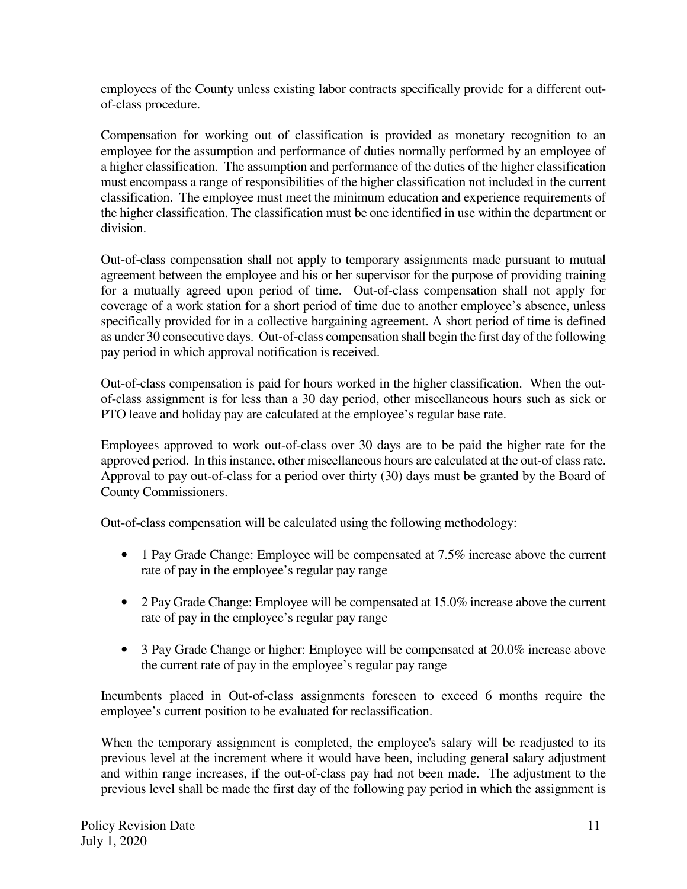employees of the County unless existing labor contracts specifically provide for a different out-of-class procedure.

Compensation for working out of classification is provided as monetary recognition to an employee for the assumption and performance of duties normally performed by an employee of a higher classification. The assumption and performance of the duties of the higher classification must encompass a range of responsibilities of the higher classification not included in the current classification. The employee must meet the minimum education and experience requirements of the higher classification. The classification must be one identified in use within the department or division.

Out-of-class compensation shall not apply to temporary assignments made pursuant to mutual agreement between the employee and his or her supervisor for the purpose of providing training for a mutually agreed upon period of time. Out-of-class compensation shall not apply for coverage of a work station for a short period of time due to another employee's absence, unless specifically provided for in a collective bargaining agreement. A short period of time is defined as under 30 consecutive days. Out-of-class compensation shall begin the first day of the following pay period in which approval notification is received.

Out-of-class compensation is paid for hours worked in the higher classification. When the out-of-class assignment is for less than a 30 day period, other miscellaneous hours such as sick or PTO leave and holiday pay are calculated at the employee's regular base rate.

Employees approved to work out-of-class over 30 days are to be paid the higher rate for the approved period. In this instance, other miscellaneous hours are calculated at the out-of class rate. Approval to pay out-of-class for a period over thirty (30) days must be granted by the Board of County Commissioners.

Out-of-class compensation will be calculated using the following methodology:

- 1 Pay Grade Change: Employee will be compensated at 7.5% increase above the current rate of pay in the employee's regular pay range

- 2 Pay Grade Change: Employee will be compensated at 15.0% increase above the current rate of pay in the employee's regular pay range

- 3 Pay Grade Change or higher: Employee will be compensated at 20.0% increase above the current rate of pay in the employee's regular pay range

Incumbents placed in Out-of-class assignments foreseen to exceed 6 months require the employee's current position to be evaluated for reclassification.

When the temporary assignment is completed, the employee's salary will be readjusted to its previous level at the increment where it would have been, including general salary adjustment and within range increases, if the out-of-class pay had not been made. The adjustment to the previous level shall be made the first day of the following pay period in which the assignment is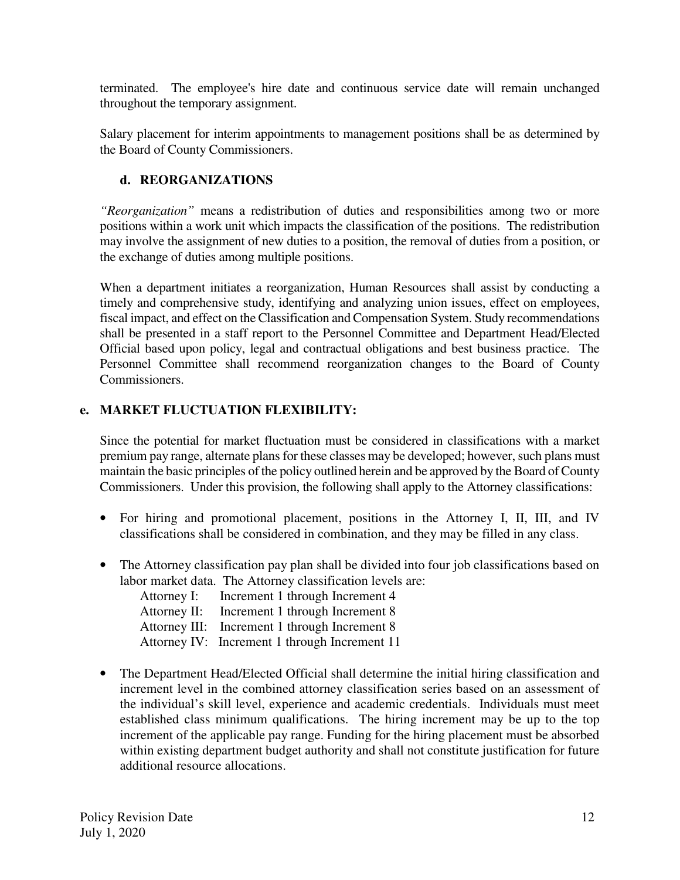terminated. The employee's hire date and continuous service date will remain unchanged throughout the temporary assignment.

Salary placement for interim appointments to management positions shall be as determined by the Board of County Commissioners.

### d. REORGANIZATIONS

*"Reorganization"* means a redistribution of duties and responsibilities among two or more positions within a work unit which impacts the classification of the positions. The redistribution may involve the assignment of new duties to a position, the removal of duties from a position, or the exchange of duties among multiple positions.

When a department initiates a reorganization, Human Resources shall assist by conducting a timely and comprehensive study, identifying and analyzing union issues, effect on employees, fiscal impact, and effect on the Classification and Compensation System. Study recommendations shall be presented in a staff report to the Personnel Committee and Department Head/Elected Official based upon policy, legal and contractual obligations and best business practice. The Personnel Committee shall recommend reorganization changes to the Board of County Commissioners.

### e. MARKET FLUCTUATION FLEXIBILITY:

Since the potential for market fluctuation must be considered in classifications with a market premium pay range, alternate plans for these classes may be developed; however, such plans must maintain the basic principles of the policy outlined herein and be approved by the Board of County Commissioners. Under this provision, the following shall apply to the Attorney classifications:

- For hiring and promotional placement, positions in the Attorney I, II, III, and IV classifications shall be considered in combination, and they may be filled in any class.
- The Attorney classification pay plan shall be divided into four job classifications based on labor market data. The Attorney classification levels are:
  - Attorney I: Increment 1 through Increment 4
  - Attorney II: Increment 1 through Increment 8
  - Attorney III: Increment 1 through Increment 8
  - Attorney IV: Increment 1 through Increment 11
- The Department Head/Elected Official shall determine the initial hiring classification and increment level in the combined attorney classification series based on an assessment of the individual's skill level, experience and academic credentials. Individuals must meet established class minimum qualifications. The hiring increment may be up to the top increment of the applicable pay range. Funding for the hiring placement must be absorbed within existing department budget authority and shall not constitute justification for future additional resource allocations.

Policy Revision Date
July 1, 2020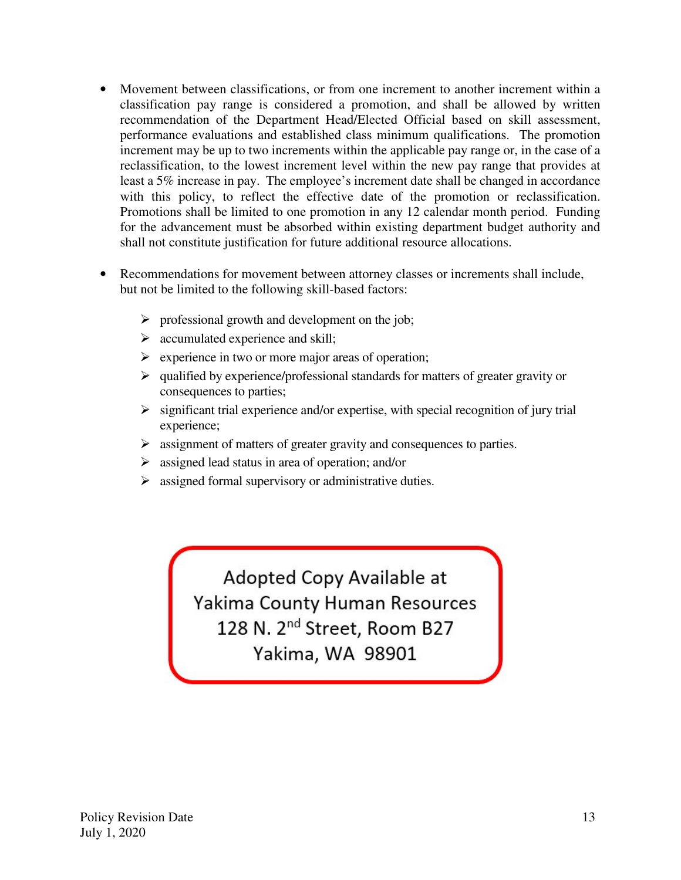- Movement between classifications, or from one increment to another increment within a classification pay range is considered a promotion, and shall be allowed by written recommendation of the Department Head/Elected Official based on skill assessment, performance evaluations and established class minimum qualifications. The promotion increment may be up to two increments within the applicable pay range or, in the case of a reclassification, to the lowest increment level within the new pay range that provides at least a 5% increase in pay. The employee's increment date shall be changed in accordance with this policy, to reflect the effective date of the promotion or reclassification. Promotions shall be limited to one promotion in any 12 calendar month period. Funding for the advancement must be absorbed within existing department budget authority and shall not constitute justification for future additional resource allocations.

- Recommendations for movement between attorney classes or increments shall include, but not be limited to the following skill-based factors:

    - professional growth and development on the job;
    - accumulated experience and skill;
    - experience in two or more major areas of operation;
    - qualified by experience/professional standards for matters of greater gravity or consequences to parties;
    - significant trial experience and/or expertise, with special recognition of jury trial experience;
    - assignment of matters of greater gravity and consequences to parties.
    - assigned lead status in area of operation; and/or
    - assigned formal supervisory or administrative duties.

Adopted Copy Available at
Yakima County Human Resources
128 N. 2nd Street, Room B27
Yakima, WA 98901

Policy Revision Date
July 1, 2020